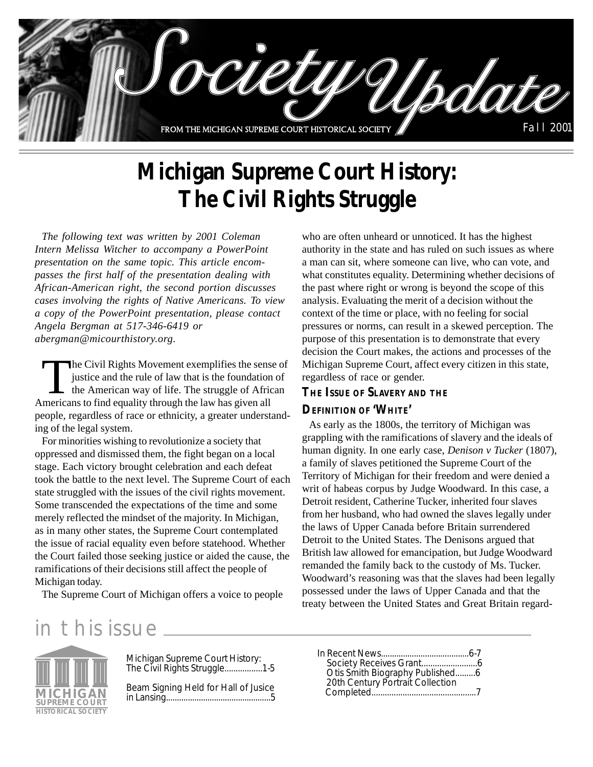# Society Update

FROM THE MICHIGAN SUPREME COURT HISTORICAL SOCIETY

Fall 2001

# Michigan Supreme Court History: The Civil Rights Struggle

*The following text was written by 2001 Coleman Intern Melissa Witcher to accompany a PowerPoint presentation on the same topic. This article encompasses the first half of the presentation dealing with African-American right, the second portion discusses cases involving the rights of Native Americans. To view a copy of the PowerPoint presentation, please contact Angela Bergman at 517-346-6419 or abergman@micourthistory.org.*

The Civil Rights Movement exemplifies the sense of justice and the rule of law that is the foundation of the American way of life. The struggle of African Americans to find equality through the law has given all people, regardless of race or ethnicity, a greater understanding of the legal system.

For minorities wishing to revolutionize a society that oppressed and dismissed them, the fight began on a local stage. Each victory brought celebration and each defeat took the battle to the next level. The Supreme Court of each state struggled with the issues of the civil rights movement. Some transcended the expectations of the time and some merely reflected the mindset of the majority. In Michigan, as in many other states, the Supreme Court contemplated the issue of racial equality even before statehood. Whether the Court failed those seeking justice or aided the cause, the ramifications of their decisions still affect the people of Michigan today.

The Supreme Court of Michigan offers a voice to people who are often unheard or unnoticed. It has the highest authority in the state and has ruled on such issues as where a man can sit, where someone can live, who can vote, and what constitutes equality. Determining whether decisions of the past where right or wrong is beyond the scope of this analysis. Evaluating the merit of a decision without the context of the time or place, with no feeling for social pressures or norms, can result in a skewed perception. The purpose of this presentation is to demonstrate that every decision the Court makes, the actions and processes of the Michigan Supreme Court, affect every citizen in this state, regardless of race or gender.

### The Issue of Slavery and the Definition of 'White'

As early as the 1800s, the territory of Michigan was grappling with the ramifications of slavery and the ideals of human dignity. In one early case, *Denison v Tucker* (1807), a family of slaves petitioned the Supreme Court of the Territory of Michigan for their freedom and were denied a writ of habeas corpus by Judge Woodward. In this case, a Detroit resident, Catherine Tucker, inherited four slaves from her husband, who had owned the slaves legally under the laws of Upper Canada before Britain surrendered Detroit to the United States. The Denisons argued that British law allowed for emancipation, but Judge Woodward remanded the family back to the custody of Ms. Tucker. Woodward's reasoning was that the slaves had been legally possessed under the laws of Upper Canada and that the treaty between the United States and Great Britain regard-

## in this issue

MICHIGAN SUPREME COURT HISTORICAL SOCIETY

- Michigan Supreme Court History: The Civil Rights Struggle................1-5
- Beam Signing Held for Hall of Jusice in Lansing................................................5
- In Recent News........................................6-7
  - Society Receives Grant.........................6
  - Otis Smith Biography Published.........6
  - 20th Century Portrait Collection Completed...............................................7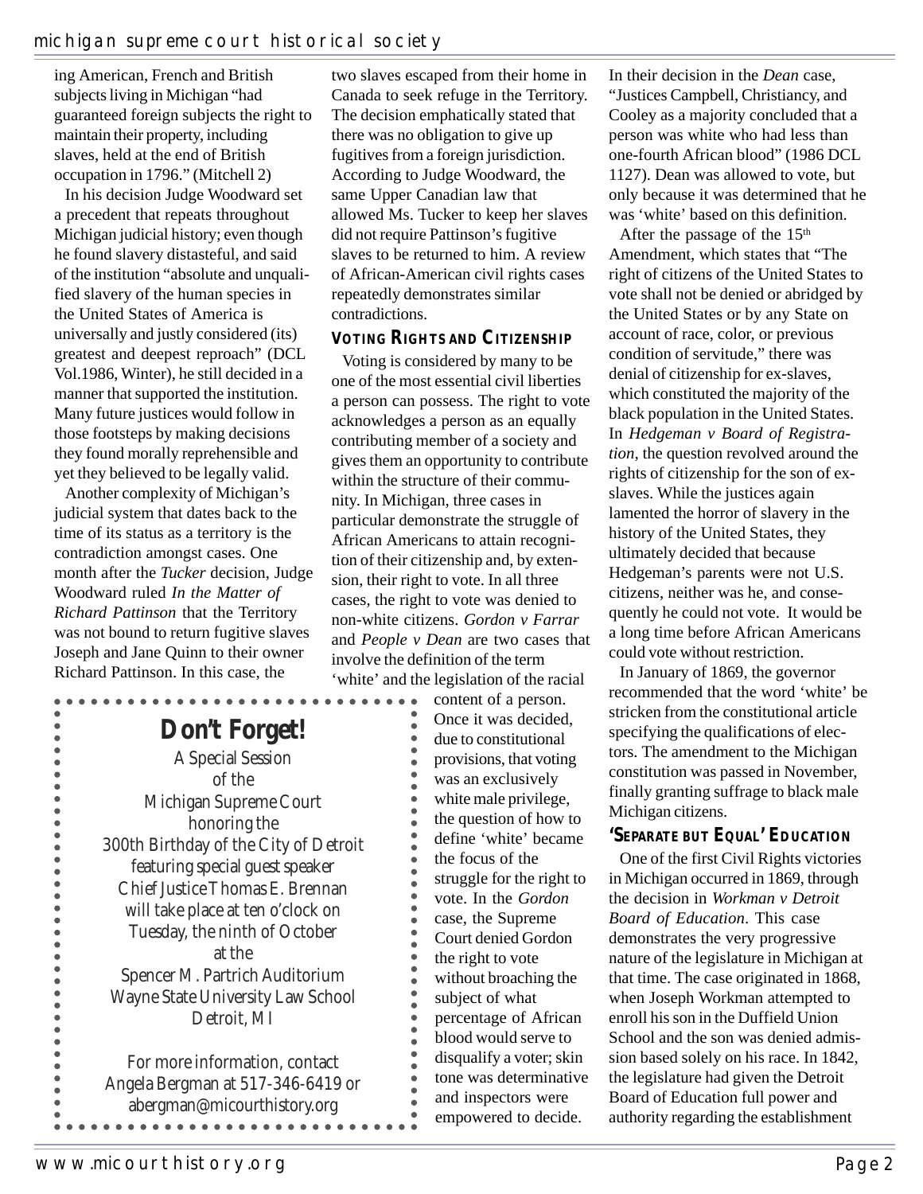ing American, French and British subjects living in Michigan "had guaranteed foreign subjects the right to maintain their property, including slaves, held at the end of British occupation in 1796." (Mitchell 2)

In his decision Judge Woodward set a precedent that repeats throughout Michigan judicial history; even though he found slavery distasteful, and said of the institution "absolute and unqualified slavery of the human species in the United States of America is universally and justly considered (its) greatest and deepest reproach" (DCL Vol.1986, Winter), he still decided in a manner that supported the institution. Many future justices would follow in those footsteps by making decisions they found morally reprehensible and yet they believed to be legally valid.

Another complexity of Michigan's judicial system that dates back to the time of its status as a territory is the contradiction amongst cases. One month after the *Tucker* decision, Judge Woodward ruled *In the Matter of Richard Pattinson* that the Territory was not bound to return fugitive slaves Joseph and Jane Quinn to their owner Richard Pattinson. In this case, the two slaves escaped from their home in Canada to seek refuge in the Territory. The decision emphatically stated that there was no obligation to give up fugitives from a foreign jurisdiction. According to Judge Woodward, the same Upper Canadian law that allowed Ms. Tucker to keep her slaves did not require Pattinson's fugitive slaves to be returned to him. A review of African-American civil rights cases repeatedly demonstrates similar contradictions.

### Voting Rights and Citizenship

Voting is considered by many to be one of the most essential civil liberties a person can possess. The right to vote acknowledges a person as an equally contributing member of a society and gives them an opportunity to contribute within the structure of their community. In Michigan, three cases in particular demonstrate the struggle of African Americans to attain recognition of their citizenship and, by extension, their right to vote. In all three cases, the right to vote was denied to non-white citizens. *Gordon v Farrar* and *People v Dean* are two cases that involve the definition of the term 'white' and the legislation of the racial content of a person. Once it was decided, due to constitutional provisions, that voting was an exclusively white male privilege, the question of how to define 'white' became the focus of the struggle for the right to vote. In the *Gordon* case, the Supreme Court denied Gordon the right to vote without broaching the subject of what percentage of African blood would serve to disqualify a voter; skin tone was determinative and inspectors were empowered to decide.

In their decision in the *Dean* case, "Justices Campbell, Christiancy, and Cooley as a majority concluded that a person was white who had less than one-fourth African blood" (1986 DCL 1127). Dean was allowed to vote, but only because it was determined that he was 'white' based on this definition.

After the passage of the 15th Amendment, which states that "The right of citizens of the United States to vote shall not be denied or abridged by the United States or by any State on account of race, color, or previous condition of servitude," there was denial of citizenship for ex-slaves, which constituted the majority of the black population in the United States. In *Hedgeman v Board of Registration*, the question revolved around the rights of citizenship for the son of ex-slaves. While the justices again lamented the horror of slavery in the history of the United States, they ultimately decided that because Hedgeman's parents were not U.S. citizens, neither was he, and consequently he could not vote. It would be a long time before African Americans could vote without restriction.

In January of 1869, the governor recommended that the word 'white' be stricken from the constitutional article specifying the qualifications of electors. The amendment to the Michigan constitution was passed in November, finally granting suffrage to black male Michigan citizens.

### 'Separate but Equal' Education

One of the first Civil Rights victories in Michigan occurred in 1869, through the decision in *Workman v Detroit Board of Education*. This case demonstrates the very progressive nature of the legislature in Michigan at that time. The case originated in 1868, when Joseph Workman attempted to enroll his son in the Duffield Union School and the son was denied admission based solely on his race. In 1842, the legislature had given the Detroit Board of Education full power and authority regarding the establishment

---

**Don't Forget!**

A Special Session
of the
Michigan Supreme Court
honoring the
300th Birthday of the City of Detroit
featuring special guest speaker
Chief Justice Thomas E. Brennan
will take place at ten o'clock on
Tuesday, the ninth of October
at the
Spencer M. Partrich Auditorium
Wayne State University Law School
Detroit, MI

For more information, contact
Angela Bergman at 517-346-6419 or
abergman@micourthistory.org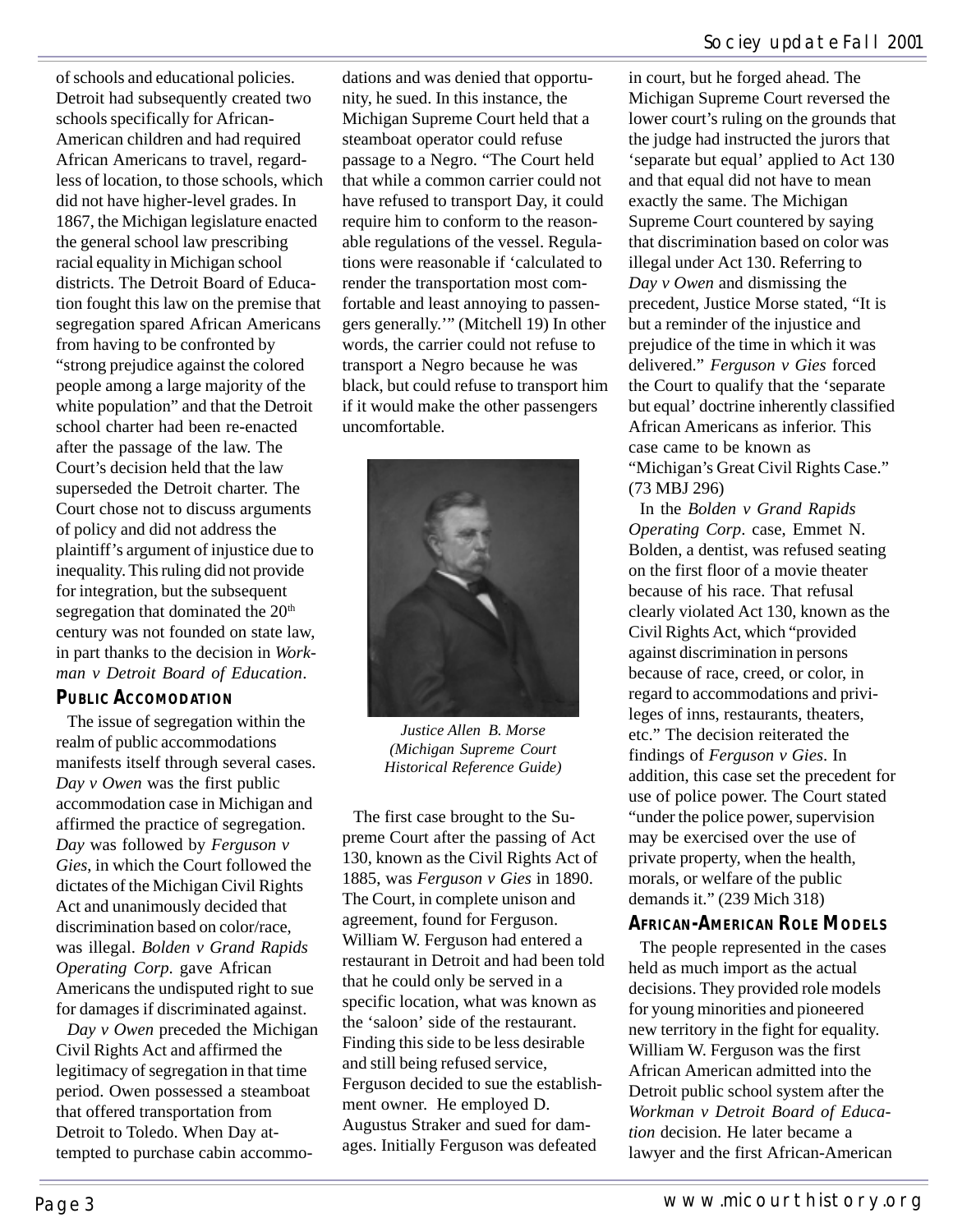of schools and educational policies. Detroit had subsequently created two schools specifically for African-American children and had required African Americans to travel, regardless of location, to those schools, which did not have higher-level grades. In 1867, the Michigan legislature enacted the general school law prescribing racial equality in Michigan school districts. The Detroit Board of Education fought this law on the premise that segregation spared African Americans from having to be confronted by "strong prejudice against the colored people among a large majority of the white population" and that the Detroit school charter had been re-enacted after the passage of the law. The Court's decision held that the law superseded the Detroit charter. The Court chose not to discuss arguments of policy and did not address the plaintiff's argument of injustice due to inequality. This ruling did not provide for integration, but the subsequent segregation that dominated the 20th century was not founded on state law, in part thanks to the decision in *Workman v Detroit Board of Education*.

### Public Accomodation

The issue of segregation within the realm of public accommodations manifests itself through several cases. *Day v Owen* was the first public accommodation case in Michigan and affirmed the practice of segregation. *Day* was followed by *Ferguson v Gies*, in which the Court followed the dictates of the Michigan Civil Rights Act and unanimously decided that discrimination based on color/race, was illegal. *Bolden v Grand Rapids Operating Corp*. gave African Americans the undisputed right to sue for damages if discriminated against.

*Day v Owen* preceded the Michigan Civil Rights Act and affirmed the legitimacy of segregation in that time period. Owen possessed a steamboat that offered transportation from Detroit to Toledo. When Day attempted to purchase cabin accommodations and was denied that opportunity, he sued. In this instance, the Michigan Supreme Court held that a steamboat operator could refuse passage to a Negro. "The Court held that while a common carrier could not have refused to transport Day, it could require him to conform to the reasonable regulations of the vessel. Regulations were reasonable if 'calculated to render the transportation most comfortable and least annoying to passengers generally.'" (Mitchell 19) In other words, the carrier could not refuse to transport a Negro because he was black, but could refuse to transport him if it would make the other passengers uncomfortable.

Justice Allen B. Morse (Michigan Supreme Court Historical Reference Guide)

The first case brought to the Supreme Court after the passing of Act 130, known as the Civil Rights Act of 1885, was *Ferguson v Gies* in 1890. The Court, in complete unison and agreement, found for Ferguson. William W. Ferguson had entered a restaurant in Detroit and had been told that he could only be served in a specific location, what was known as the 'saloon' side of the restaurant. Finding this side to be less desirable and still being refused service, Ferguson decided to sue the establishment owner. He employed D. Augustus Straker and sued for damages. Initially Ferguson was defeated in court, but he forged ahead. The Michigan Supreme Court reversed the lower court's ruling on the grounds that the judge had instructed the jurors that 'separate but equal' applied to Act 130 and that equal did not have to mean exactly the same. The Michigan Supreme Court countered by saying that discrimination based on color was illegal under Act 130. Referring to *Day v Owen* and dismissing the precedent, Justice Morse stated, "It is but a reminder of the injustice and prejudice of the time in which it was delivered." *Ferguson v Gies* forced the Court to qualify that the 'separate but equal' doctrine inherently classified African Americans as inferior. This case came to be known as "Michigan's Great Civil Rights Case." (73 MBJ 296)

In the *Bolden v Grand Rapids Operating Corp*. case, Emmet N. Bolden, a dentist, was refused seating on the first floor of a movie theater because of his race. That refusal clearly violated Act 130, known as the Civil Rights Act, which "provided against discrimination in persons because of race, creed, or color, in regard to accommodations and privileges of inns, restaurants, theaters, etc." The decision reiterated the findings of *Ferguson v Gies*. In addition, this case set the precedent for use of police power. The Court stated "under the police power, supervision may be exercised over the use of private property, when the health, morals, or welfare of the public demands it." (239 Mich 318)

### African-American Role Models

The people represented in the cases held as much import as the actual decisions. They provided role models for young minorities and pioneered new territory in the fight for equality. William W. Ferguson was the first African American admitted into the Detroit public school system after the *Workman v Detroit Board of Education* decision. He later became a lawyer and the first African-American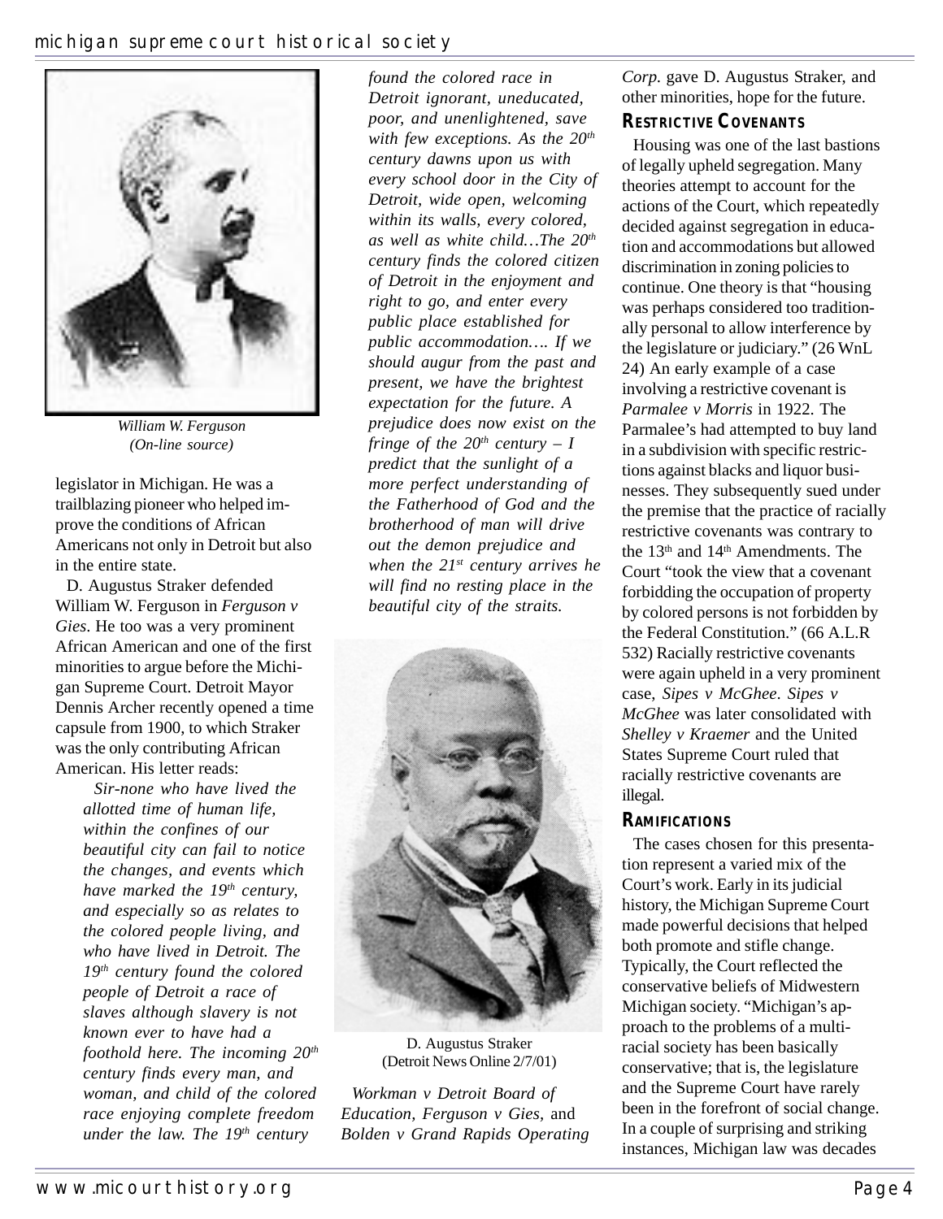*William W. Ferguson*
*(On-line source)*

legislator in Michigan. He was a trailblazing pioneer who helped improve the conditions of African Americans not only in Detroit but also in the entire state.

D. Augustus Straker defended William W. Ferguson in *Ferguson v Gies*. He too was a very prominent African American and one of the first minorities to argue before the Michigan Supreme Court. Detroit Mayor Dennis Archer recently opened a time capsule from 1900, to which Straker was the only contributing African American. His letter reads:

> *Sir-none who have lived the allotted time of human life, within the confines of our beautiful city can fail to notice the changes, and events which have marked the 19th century, and especially so as relates to the colored people living, and who have lived in Detroit. The 19th century found the colored people of Detroit a race of slaves although slavery is not known ever to have had a foothold here. The incoming 20th century finds every man, and woman, and child of the colored race enjoying complete freedom under the law. The 19th century found the colored race in Detroit ignorant, uneducated, poor, and unenlightened, save with few exceptions. As the 20th century dawns upon us with every school door in the City of Detroit, wide open, welcoming within its walls, every colored, as well as white child…The 20th century finds the colored citizen of Detroit in the enjoyment and right to go, and enter every public place established for public accommodation…. If we should augur from the past and present, we have the brightest expectation for the future. A prejudice does now exist on the fringe of the 20th century – I predict that the sunlight of a more perfect understanding of the Fatherhood of God and the brotherhood of man will drive out the demon prejudice and when the 21st century arrives he will find no resting place in the beautiful city of the straits.*

D. Augustus Straker
(Detroit News Online 2/7/01)

*Workman v Detroit Board of Education, Ferguson v Gies,* and *Bolden v Grand Rapids Operating Corp.* gave D. Augustus Straker, and other minorities, hope for the future.

## Restrictive Covenants

Housing was one of the last bastions of legally upheld segregation. Many theories attempt to account for the actions of the Court, which repeatedly decided against segregation in education and accommodations but allowed discrimination in zoning policies to continue. One theory is that "housing was perhaps considered too traditionally personal to allow interference by the legislature or judiciary." (26 WnL 24) An early example of a case involving a restrictive covenant is *Parmalee v Morris* in 1922. The Parmalee's had attempted to buy land in a subdivision with specific restrictions against blacks and liquor businesses. They subsequently sued under the premise that the practice of racially restrictive covenants was contrary to the 13th and 14th Amendments. The Court "took the view that a covenant forbidding the occupation of property by colored persons is not forbidden by the Federal Constitution." (66 A.L.R 532) Racially restrictive covenants were again upheld in a very prominent case, *Sipes v McGhee*. *Sipes v McGhee* was later consolidated with *Shelley v Kraemer* and the United States Supreme Court ruled that racially restrictive covenants are illegal.

## Ramifications

The cases chosen for this presentation represent a varied mix of the Court's work. Early in its judicial history, the Michigan Supreme Court made powerful decisions that helped both promote and stifle change. Typically, the Court reflected the conservative beliefs of Midwestern Michigan society. "Michigan's approach to the problems of a multiracial society has been basically conservative; that is, the legislature and the Supreme Court have rarely been in the forefront of social change. In a couple of surprising and striking instances, Michigan law was decades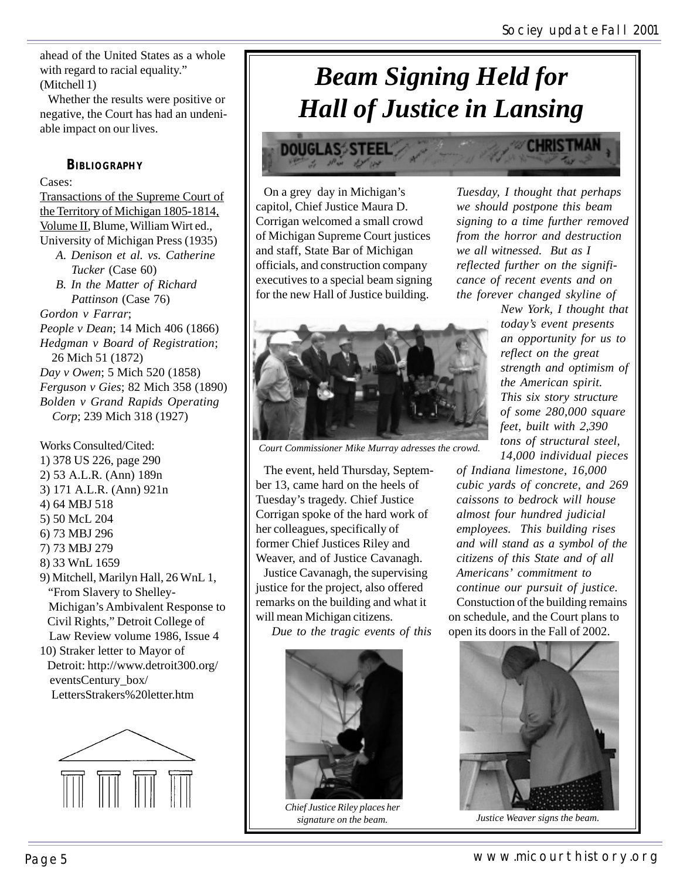ahead of the United States as a whole with regard to racial equality." (Mitchell 1)

Whether the results were positive or negative, the Court has had an undeniable impact on our lives.

### Bibliography

Cases:

Transactions of the Supreme Court of the Territory of Michigan 1805-1814, Volume II, Blume, William Wirt ed., University of Michigan Press (1935)

- A. *Denison et al. vs. Catherine Tucker* (Case 60)
- B. *In the Matter of Richard Pattinson* (Case 76)

*Gordon v Farrar*;
*People v Dean*; 14 Mich 406 (1866)
*Hedgman v Board of Registration*; 26 Mich 51 (1872)
*Day v Owen*; 5 Mich 520 (1858)
*Ferguson v Gies*; 82 Mich 358 (1890)
*Bolden v Grand Rapids Operating Corp*; 239 Mich 318 (1927)

Works Consulted/Cited:

1) 378 US 226, page 290
2) 53 A.L.R. (Ann) 189n
3) 171 A.L.R. (Ann) 921n
4) 64 MBJ 518
5) 50 McL 204
6) 73 MBJ 296
7) 73 MBJ 279
8) 33 WnL 1659
9) Mitchell, Marilyn Hall, 26 WnL 1, "From Slavery to Shelley- Michigan's Ambivalent Response to Civil Rights," Detroit College of Law Review volume 1986, Issue 4
10) Straker letter to Mayor of Detroit: http://www.detroit300.org/eventsCentury_box/LettersStrakers%20letter.htm

# *Beam Signing Held for Hall of Justice in Lansing*

On a grey day in Michigan's capitol, Chief Justice Maura D. Corrigan welcomed a small crowd of Michigan Supreme Court justices and staff, State Bar of Michigan officials, and construction company executives to a special beam signing for the new Hall of Justice building.

*Court Commissioner Mike Murray adresses the crowd.*

The event, held Thursday, September 13, came hard on the heels of Tuesday's tragedy. Chief Justice Corrigan spoke of the hard work of her colleagues, specifically of former Chief Justices Riley and Weaver, and of Justice Cavanagh.

Justice Cavanagh, the supervising justice for the project, also offered remarks on the building and what it will mean Michigan citizens.

*Due to the tragic events of this Tuesday, I thought that perhaps we should postpone this beam signing to a time further removed from the horror and destruction we all witnessed. But as I reflected further on the significance of recent events and on the forever changed skyline of New York, I thought that today's event presents an opportunity for us to reflect on the great strength and optimism of the American spirit. This six story structure of some 280,000 square feet, built with 2,390 tons of structural steel, 14,000 individual pieces of Indiana limestone, 16,000 cubic yards of concrete, and 269 caissons to bedrock will house almost four hundred judicial employees. This building rises and will stand as a symbol of the citizens of this State and of all Americans' commitment to continue our pursuit of justice.*

Constuction of the building remains on schedule, and the Court plans to open its doors in the Fall of 2002.

*Chief Justice Riley places her signature on the beam.*

*Justice Weaver signs the beam.*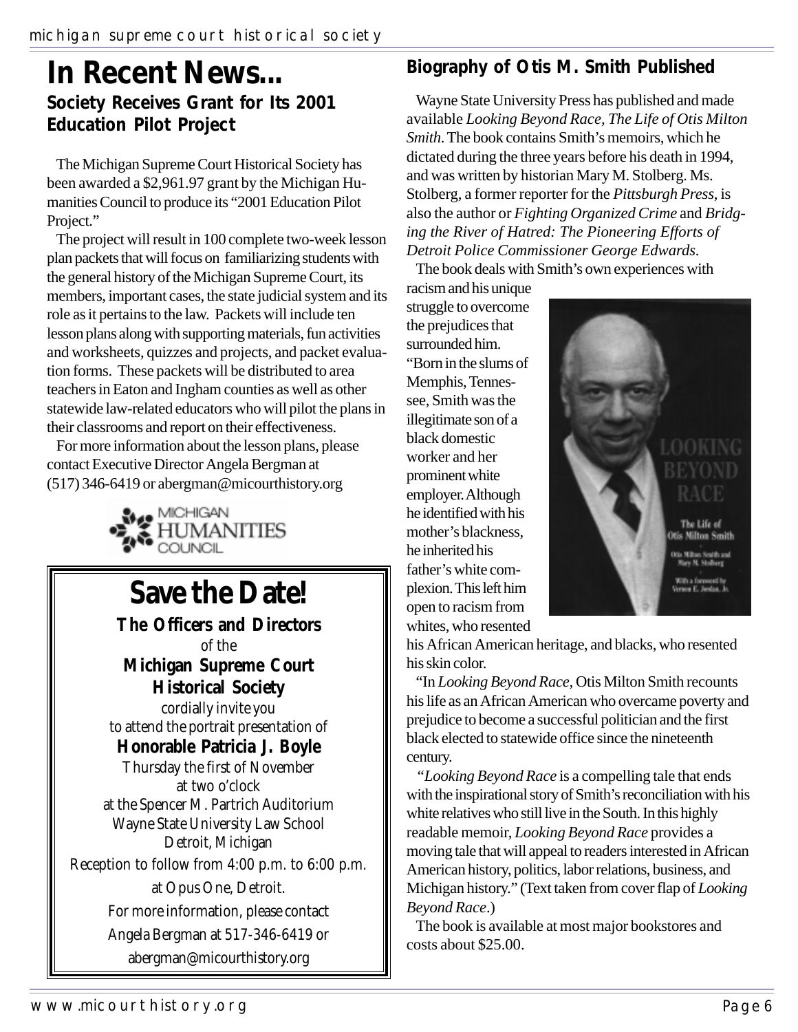# In Recent News...

## Society Receives Grant for Its 2001 Education Pilot Project

The Michigan Supreme Court Historical Society has been awarded a $2,961.97 grant by the Michigan Humanities Council to produce its "2001 Education Pilot Project."

The project will result in 100 complete two-week lesson plan packets that will focus on familiarizing students with the general history of the Michigan Supreme Court, its members, important cases, the state judicial system and its role as it pertains to the law. Packets will include ten lesson plans along with supporting materials, fun activities and worksheets, quizzes and projects, and packet evaluation forms. These packets will be distributed to area teachers in Eaton and Ingham counties as well as other statewide law-related educators who will pilot the plans in their classrooms and report on their effectiveness.

For more information about the lesson plans, please contact Executive Director Angela Bergman at (517) 346-6419 or abergman@micourthistory.org

MICHIGAN HUMANITIES COUNCIL

---

# Save the Date!

**The Officers and Directors**
of the
**Michigan Supreme Court Historical Society**
cordially invite you
to attend the portrait presentation of
**Honorable Patricia J. Boyle**
Thursday the first of November
at two o'clock
at the Spencer M. Partrich Auditorium
Wayne State University Law School
Detroit, Michigan
Reception to follow from 4:00 p.m. to 6:00 p.m.
at Opus One, Detroit.
For more information, please contact
Angela Bergman at 517-346-6419 or
abergman@micourthistory.org

---

## Biography of Otis M. Smith Published

Wayne State University Press has published and made available *Looking Beyond Race, The Life of Otis Milton Smith*. The book contains Smith's memoirs, which he dictated during the three years before his death in 1994, and was written by historian Mary M. Stolberg. Ms. Stolberg, a former reporter for the *Pittsburgh Press*, is also the author or *Fighting Organized Crime* and *Bridging the River of Hatred: The Pioneering Efforts of Detroit Police Commissioner George Edwards.*

The book deals with Smith's own experiences with racism and his unique struggle to overcome the prejudices that surrounded him. "Born in the slums of Memphis, Tennessee, Smith was the illegitimate son of a black domestic worker and her prominent white employer. Although he identified with his mother's blackness, he inherited his father's white complexion. This left him open to racism from whites, who resented his African American heritage, and blacks, who resented his skin color.

"In *Looking Beyond Race,* Otis Milton Smith recounts his life as an African American who overcame poverty and prejudice to become a successful politician and the first black elected to statewide office since the nineteenth century.

"*Looking Beyond Race* is a compelling tale that ends with the inspirational story of Smith's reconciliation with his white relatives who still live in the South. In this highly readable memoir, *Looking Beyond Race* provides a moving tale that will appeal to readers interested in African American history, politics, labor relations, business, and Michigan history." (Text taken from cover flap of *Looking Beyond Race*.)

The book is available at most major bookstores and costs about $25.00.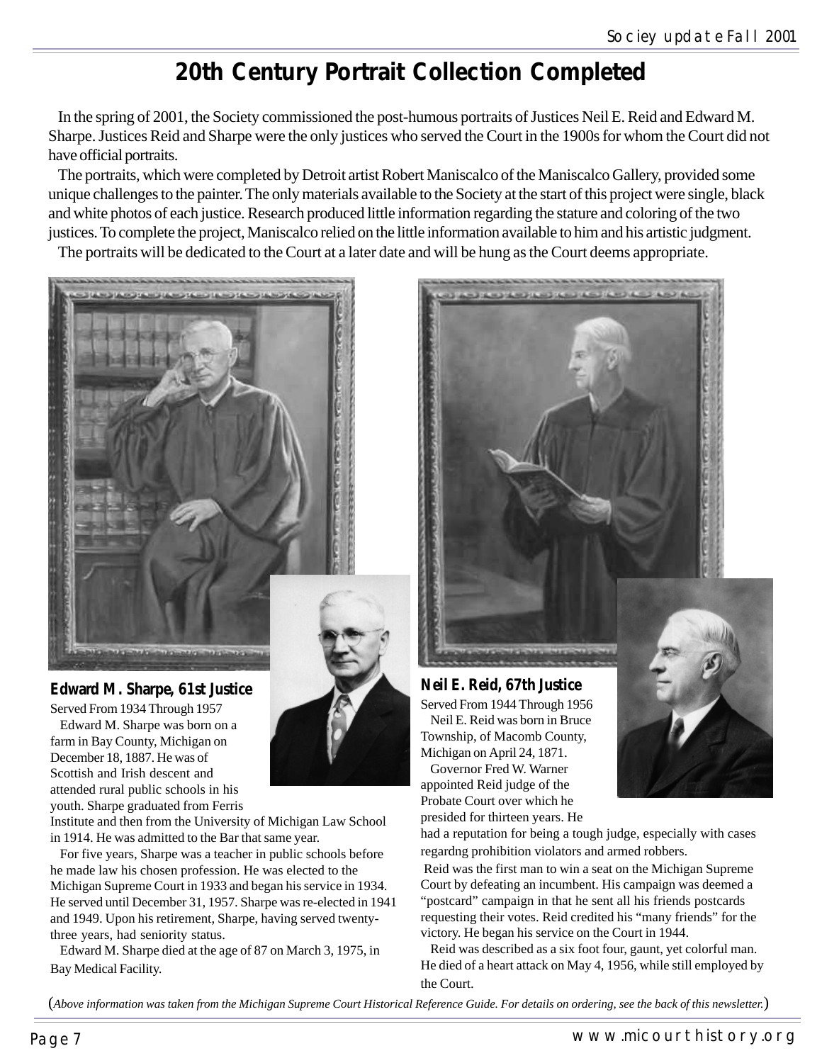# 20th Century Portrait Collection Completed

In the spring of 2001, the Society commissioned the post-humous portraits of Justices Neil E. Reid and Edward M. Sharpe. Justices Reid and Sharpe were the only justices who served the Court in the 1900s for whom the Court did not have official portraits.

The portraits, which were completed by Detroit artist Robert Maniscalco of the Maniscalco Gallery, provided some unique challenges to the painter. The only materials available to the Society at the start of this project were single, black and white photos of each justice. Research produced little information regarding the stature and coloring of the two justices. To complete the project, Maniscalco relied on the little information available to him and his artistic judgment.

The portraits will be dedicated to the Court at a later date and will be hung as the Court deems appropriate.

**Edward M. Sharpe, 61st Justice**

Served From 1934 Through 1957

Edward M. Sharpe was born on a farm in Bay County, Michigan on December 18, 1887. He was of Scottish and Irish descent and attended rural public schools in his youth. Sharpe graduated from Ferris Institute and then from the University of Michigan Law School in 1914. He was admitted to the Bar that same year.

For five years, Sharpe was a teacher in public schools before he made law his chosen profession. He was elected to the Michigan Supreme Court in 1933 and began his service in 1934. He served until December 31, 1957. Sharpe was re-elected in 1941 and 1949. Upon his retirement, Sharpe, having served twenty-three years, had seniority status.

Edward M. Sharpe died at the age of 87 on March 3, 1975, in Bay Medical Facility.

**Neil E. Reid, 67th Justice**

Served From 1944 Through 1956

Neil E. Reid was born in Bruce Township, of Macomb County, Michigan on April 24, 1871.

Governor Fred W. Warner appointed Reid judge of the Probate Court over which he presided for thirteen years. He had a reputation for being a tough judge, especially with cases regardng prohibition violators and armed robbers.

Reid was the first man to win a seat on the Michigan Supreme Court by defeating an incumbent. His campaign was deemed a "postcard" campaign in that he sent all his friends postcards requesting their votes. Reid credited his "many friends" for the victory. He began his service on the Court in 1944.

Reid was described as a six foot four, gaunt, yet colorful man. He died of a heart attack on May 4, 1956, while still employed by the Court.

(*Above information was taken from the Michigan Supreme Court Historical Reference Guide. For details on ordering, see the back of this newsletter.*)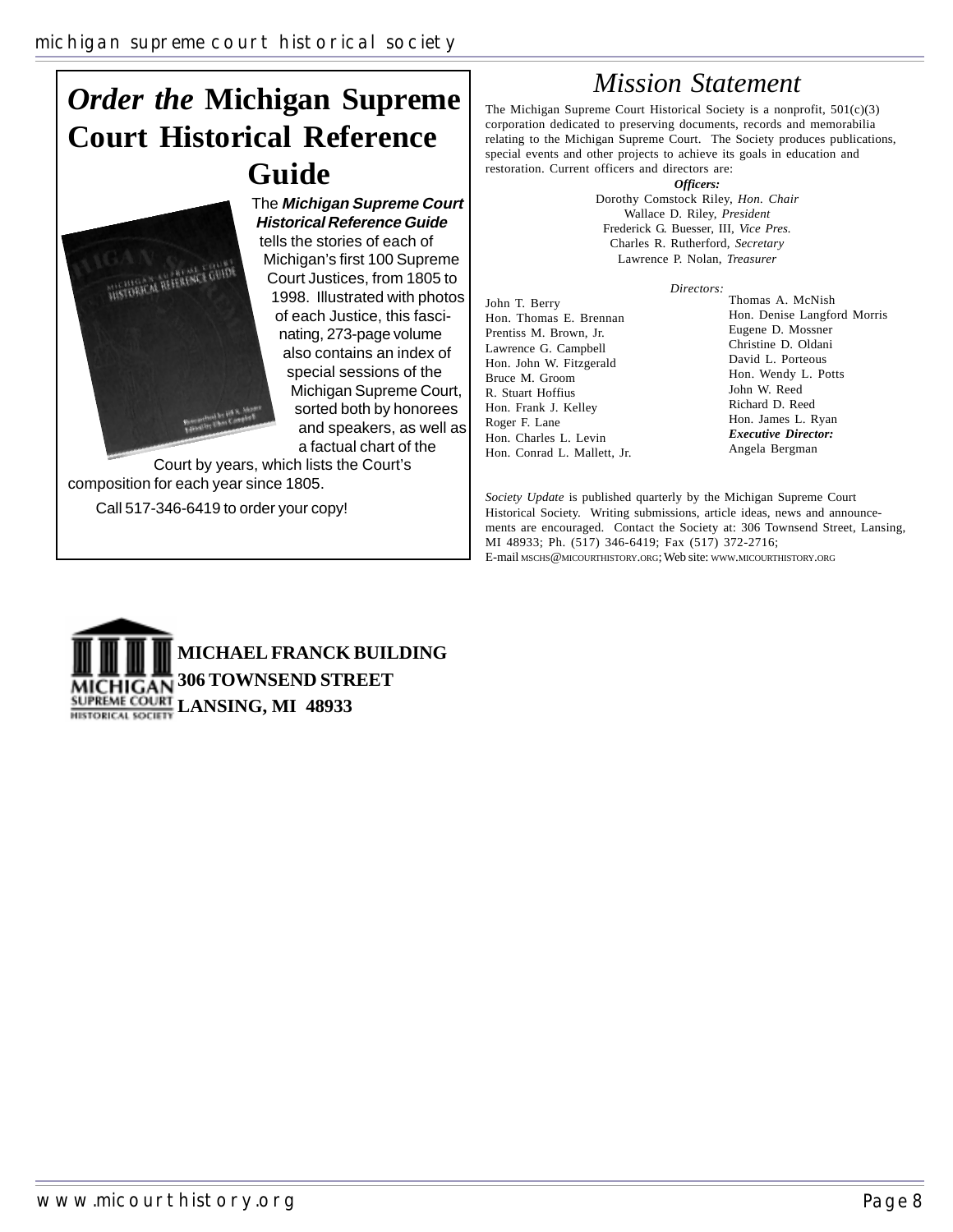## *Order the* Michigan Supreme Court Historical Reference Guide

The ***Michigan Supreme Court Historical Reference Guide*** tells the stories of each of Michigan's first 100 Supreme Court Justices, from 1805 to 1998. Illustrated with photos of each Justice, this fascinating, 273-page volume also contains an index of special sessions of the Michigan Supreme Court, sorted both by honorees and speakers, as well as a factual chart of the Court by years, which lists the Court's composition for each year since 1805.

Call 517-346-6419 to order your copy!

## *Mission Statement*

The Michigan Supreme Court Historical Society is a nonprofit, 501(c)(3) corporation dedicated to preserving documents, records and memorabilia relating to the Michigan Supreme Court. The Society produces publications, special events and other projects to achieve its goals in education and restoration. Current officers and directors are:

***Officers:***

Dorothy Comstock Riley, *Hon. Chair*
Wallace D. Riley, *President*
Frederick G. Buesser, III, *Vice Pres.*
Charles R. Rutherford, *Secretary*
Lawrence P. Nolan, *Treasurer*

*Directors:*

John T. Berry
Hon. Thomas E. Brennan
Prentiss M. Brown, Jr.
Lawrence G. Campbell
Hon. John W. Fitzgerald
Bruce M. Groom
R. Stuart Hoffius
Hon. Frank J. Kelley
Roger F. Lane
Hon. Charles L. Levin
Hon. Conrad L. Mallett, Jr.
Thomas A. McNish
Hon. Denise Langford Morris
Eugene D. Mossner
Christine D. Oldani
David L. Porteous
Hon. Wendy L. Potts
John W. Reed
Richard D. Reed
Hon. James L. Ryan

***Executive Director:***
Angela Bergman

*Society Update* is published quarterly by the Michigan Supreme Court Historical Society. Writing submissions, article ideas, news and announcements are encouraged. Contact the Society at: 306 Townsend Street, Lansing, MI 48933; Ph. (517) 346-6419; Fax (517) 372-2716;
E-mail MSCHS@MICOURTHISTORY.ORG; Web site: WWW.MICOURTHISTORY.ORG

MICHIGAN SUPREME COURT HISTORICAL SOCIETY

**MICHAEL FRANCK BUILDING**
**306 TOWNSEND STREET**
**LANSING, MI 48933**